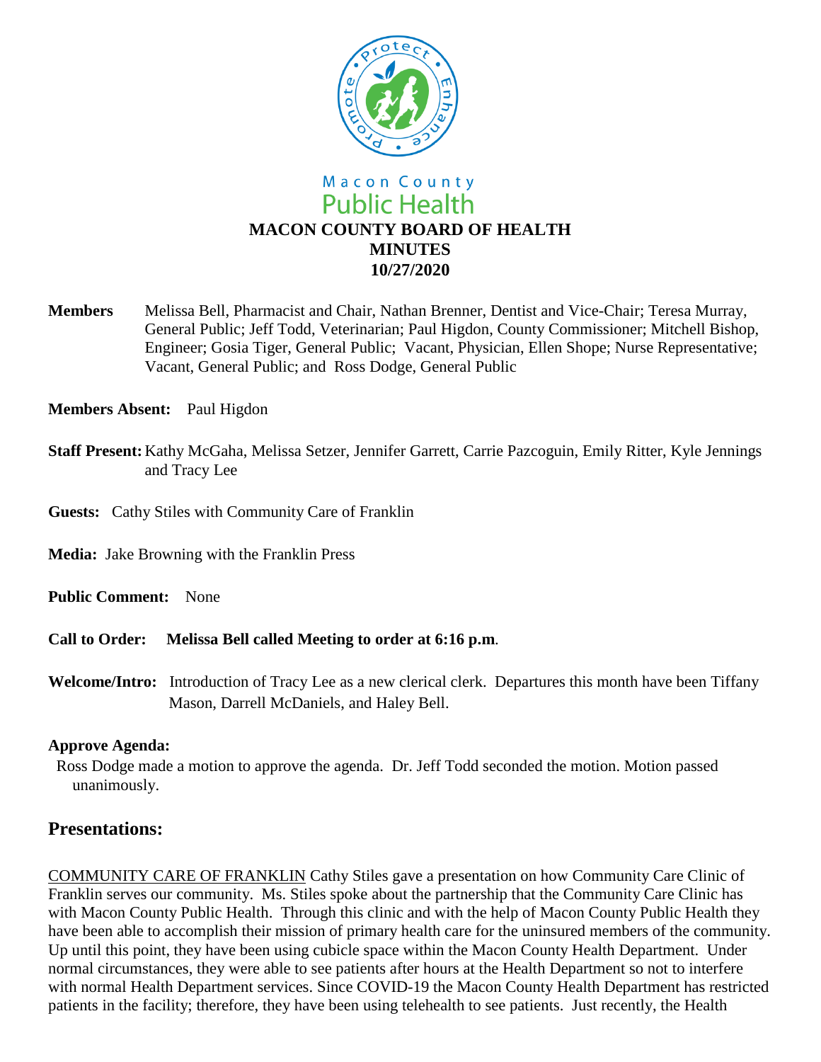Macon County
Public Health

# MACON COUNTY BOARD OF HEALTH
# MINUTES
# 10/27/2020

**Members** Melissa Bell, Pharmacist and Chair, Nathan Brenner, Dentist and Vice-Chair; Teresa Murray, General Public; Jeff Todd, Veterinarian; Paul Higdon, County Commissioner; Mitchell Bishop, Engineer; Gosia Tiger, General Public; Vacant, Physician, Ellen Shope; Nurse Representative; Vacant, General Public; and Ross Dodge, General Public

**Members Absent:** Paul Higdon

**Staff Present:** Kathy McGaha, Melissa Setzer, Jennifer Garrett, Carrie Pazcoguin, Emily Ritter, Kyle Jennings and Tracy Lee

**Guests:** Cathy Stiles with Community Care of Franklin

**Media:** Jake Browning with the Franklin Press

**Public Comment:** None

**Call to Order:** **Melissa Bell called Meeting to order at 6:16 p.m.**

**Welcome/Intro:** Introduction of Tracy Lee as a new clerical clerk. Departures this month have been Tiffany Mason, Darrell McDaniels, and Haley Bell.

**Approve Agenda:**

Ross Dodge made a motion to approve the agenda. Dr. Jeff Todd seconded the motion. Motion passed unanimously.

## Presentations:

COMMUNITY CARE OF FRANKLIN Cathy Stiles gave a presentation on how Community Care Clinic of Franklin serves our community. Ms. Stiles spoke about the partnership that the Community Care Clinic has with Macon County Public Health. Through this clinic and with the help of Macon County Public Health they have been able to accomplish their mission of primary health care for the uninsured members of the community. Up until this point, they have been using cubicle space within the Macon County Health Department. Under normal circumstances, they were able to see patients after hours at the Health Department so not to interfere with normal Health Department services. Since COVID-19 the Macon County Health Department has restricted patients in the facility; therefore, they have been using telehealth to see patients. Just recently, the Health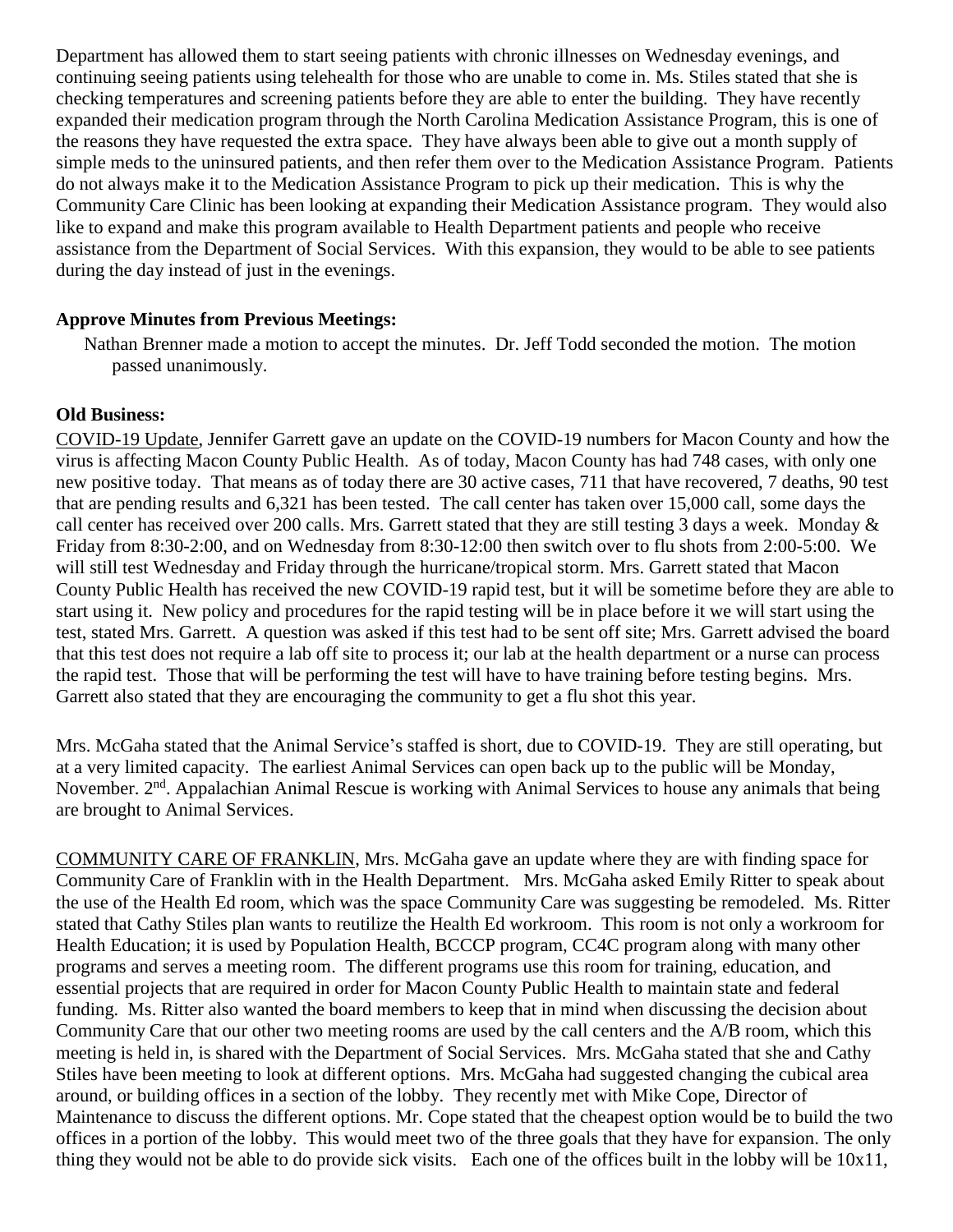Department has allowed them to start seeing patients with chronic illnesses on Wednesday evenings, and continuing seeing patients using telehealth for those who are unable to come in. Ms. Stiles stated that she is checking temperatures and screening patients before they are able to enter the building. They have recently expanded their medication program through the North Carolina Medication Assistance Program, this is one of the reasons they have requested the extra space. They have always been able to give out a month supply of simple meds to the uninsured patients, and then refer them over to the Medication Assistance Program. Patients do not always make it to the Medication Assistance Program to pick up their medication. This is why the Community Care Clinic has been looking at expanding their Medication Assistance program. They would also like to expand and make this program available to Health Department patients and people who receive assistance from the Department of Social Services. With this expansion, they would to be able to see patients during the day instead of just in the evenings.

**Approve Minutes from Previous Meetings:**

Nathan Brenner made a motion to accept the minutes. Dr. Jeff Todd seconded the motion. The motion passed unanimously.

**Old Business:**

COVID-19 Update, Jennifer Garrett gave an update on the COVID-19 numbers for Macon County and how the virus is affecting Macon County Public Health. As of today, Macon County has had 748 cases, with only one new positive today. That means as of today there are 30 active cases, 711 that have recovered, 7 deaths, 90 test that are pending results and 6,321 has been tested. The call center has taken over 15,000 call, some days the call center has received over 200 calls. Mrs. Garrett stated that they are still testing 3 days a week. Monday & Friday from 8:30-2:00, and on Wednesday from 8:30-12:00 then switch over to flu shots from 2:00-5:00. We will still test Wednesday and Friday through the hurricane/tropical storm. Mrs. Garrett stated that Macon County Public Health has received the new COVID-19 rapid test, but it will be sometime before they are able to start using it. New policy and procedures for the rapid testing will be in place before it we will start using the test, stated Mrs. Garrett. A question was asked if this test had to be sent off site; Mrs. Garrett advised the board that this test does not require a lab off site to process it; our lab at the health department or a nurse can process the rapid test. Those that will be performing the test will have to have training before testing begins. Mrs. Garrett also stated that they are encouraging the community to get a flu shot this year.

Mrs. McGaha stated that the Animal Service's staffed is short, due to COVID-19. They are still operating, but at a very limited capacity. The earliest Animal Services can open back up to the public will be Monday, November. 2nd. Appalachian Animal Rescue is working with Animal Services to house any animals that being are brought to Animal Services.

COMMUNITY CARE OF FRANKLIN, Mrs. McGaha gave an update where they are with finding space for Community Care of Franklin with in the Health Department. Mrs. McGaha asked Emily Ritter to speak about the use of the Health Ed room, which was the space Community Care was suggesting be remodeled. Ms. Ritter stated that Cathy Stiles plan wants to reutilize the Health Ed workroom. This room is not only a workroom for Health Education; it is used by Population Health, BCCCP program, CC4C program along with many other programs and serves a meeting room. The different programs use this room for training, education, and essential projects that are required in order for Macon County Public Health to maintain state and federal funding. Ms. Ritter also wanted the board members to keep that in mind when discussing the decision about Community Care that our other two meeting rooms are used by the call centers and the A/B room, which this meeting is held in, is shared with the Department of Social Services. Mrs. McGaha stated that she and Cathy Stiles have been meeting to look at different options. Mrs. McGaha had suggested changing the cubical area around, or building offices in a section of the lobby. They recently met with Mike Cope, Director of Maintenance to discuss the different options. Mr. Cope stated that the cheapest option would be to build the two offices in a portion of the lobby. This would meet two of the three goals that they have for expansion. The only thing they would not be able to do provide sick visits. Each one of the offices built in the lobby will be 10x11,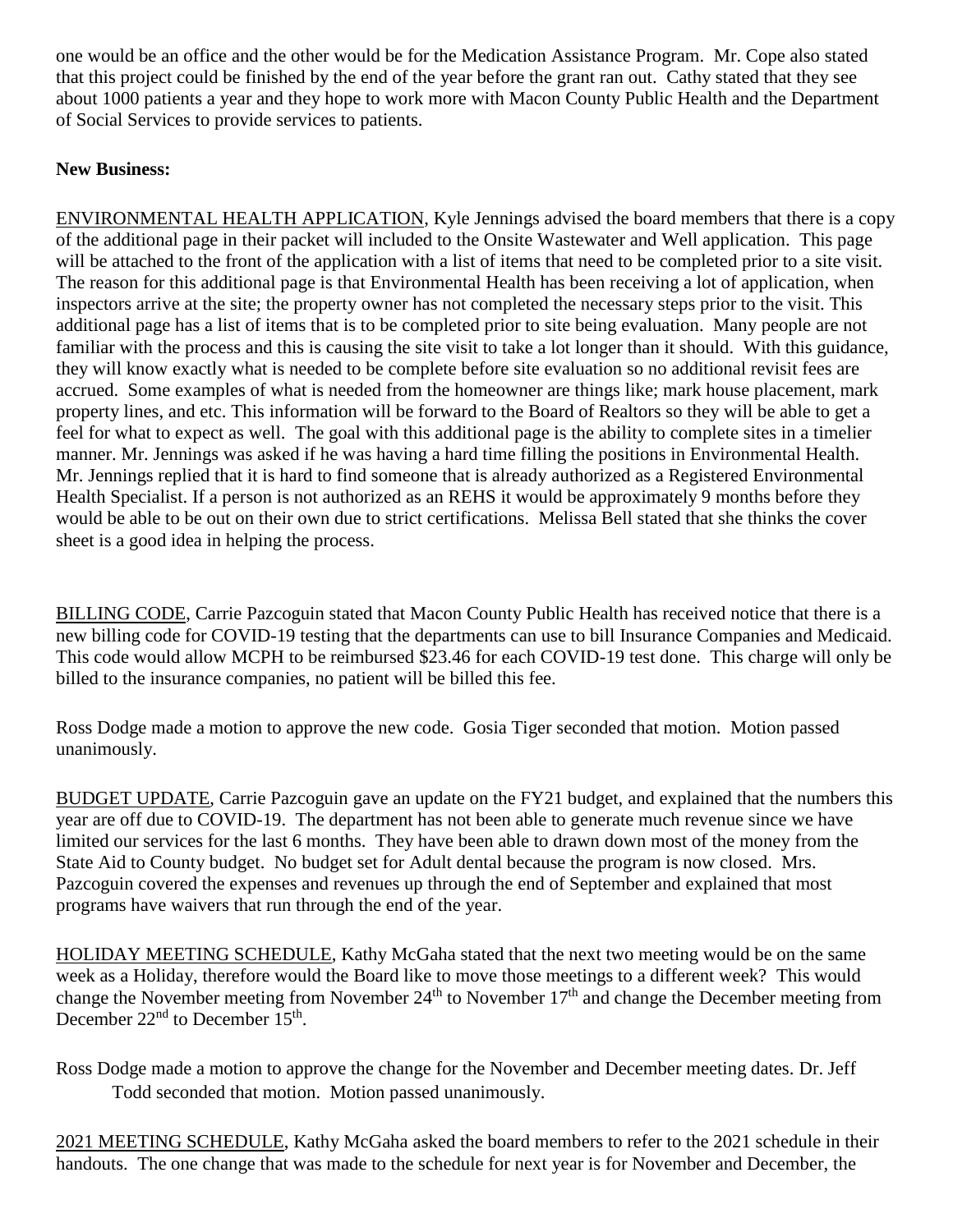one would be an office and the other would be for the Medication Assistance Program. Mr. Cope also stated that this project could be finished by the end of the year before the grant ran out. Cathy stated that they see about 1000 patients a year and they hope to work more with Macon County Public Health and the Department of Social Services to provide services to patients.

**New Business:**

ENVIRONMENTAL HEALTH APPLICATION, Kyle Jennings advised the board members that there is a copy of the additional page in their packet will included to the Onsite Wastewater and Well application. This page will be attached to the front of the application with a list of items that need to be completed prior to a site visit. The reason for this additional page is that Environmental Health has been receiving a lot of application, when inspectors arrive at the site; the property owner has not completed the necessary steps prior to the visit. This additional page has a list of items that is to be completed prior to site being evaluation. Many people are not familiar with the process and this is causing the site visit to take a lot longer than it should. With this guidance, they will know exactly what is needed to be complete before site evaluation so no additional revisit fees are accrued. Some examples of what is needed from the homeowner are things like; mark house placement, mark property lines, and etc. This information will be forward to the Board of Realtors so they will be able to get a feel for what to expect as well. The goal with this additional page is the ability to complete sites in a timelier manner. Mr. Jennings was asked if he was having a hard time filling the positions in Environmental Health. Mr. Jennings replied that it is hard to find someone that is already authorized as a Registered Environmental Health Specialist. If a person is not authorized as an REHS it would be approximately 9 months before they would be able to be out on their own due to strict certifications. Melissa Bell stated that she thinks the cover sheet is a good idea in helping the process.

BILLING CODE, Carrie Pazcoguin stated that Macon County Public Health has received notice that there is a new billing code for COVID-19 testing that the departments can use to bill Insurance Companies and Medicaid. This code would allow MCPH to be reimbursed $23.46 for each COVID-19 test done. This charge will only be billed to the insurance companies, no patient will be billed this fee.

Ross Dodge made a motion to approve the new code. Gosia Tiger seconded that motion. Motion passed unanimously.

BUDGET UPDATE, Carrie Pazcoguin gave an update on the FY21 budget, and explained that the numbers this year are off due to COVID-19. The department has not been able to generate much revenue since we have limited our services for the last 6 months. They have been able to drawn down most of the money from the State Aid to County budget. No budget set for Adult dental because the program is now closed. Mrs. Pazcoguin covered the expenses and revenues up through the end of September and explained that most programs have waivers that run through the end of the year.

HOLIDAY MEETING SCHEDULE, Kathy McGaha stated that the next two meeting would be on the same week as a Holiday, therefore would the Board like to move those meetings to a different week? This would change the November meeting from November 24th to November 17th and change the December meeting from December 22nd to December 15th.

Ross Dodge made a motion to approve the change for the November and December meeting dates. Dr. Jeff Todd seconded that motion. Motion passed unanimously.

2021 MEETING SCHEDULE, Kathy McGaha asked the board members to refer to the 2021 schedule in their handouts. The one change that was made to the schedule for next year is for November and December, the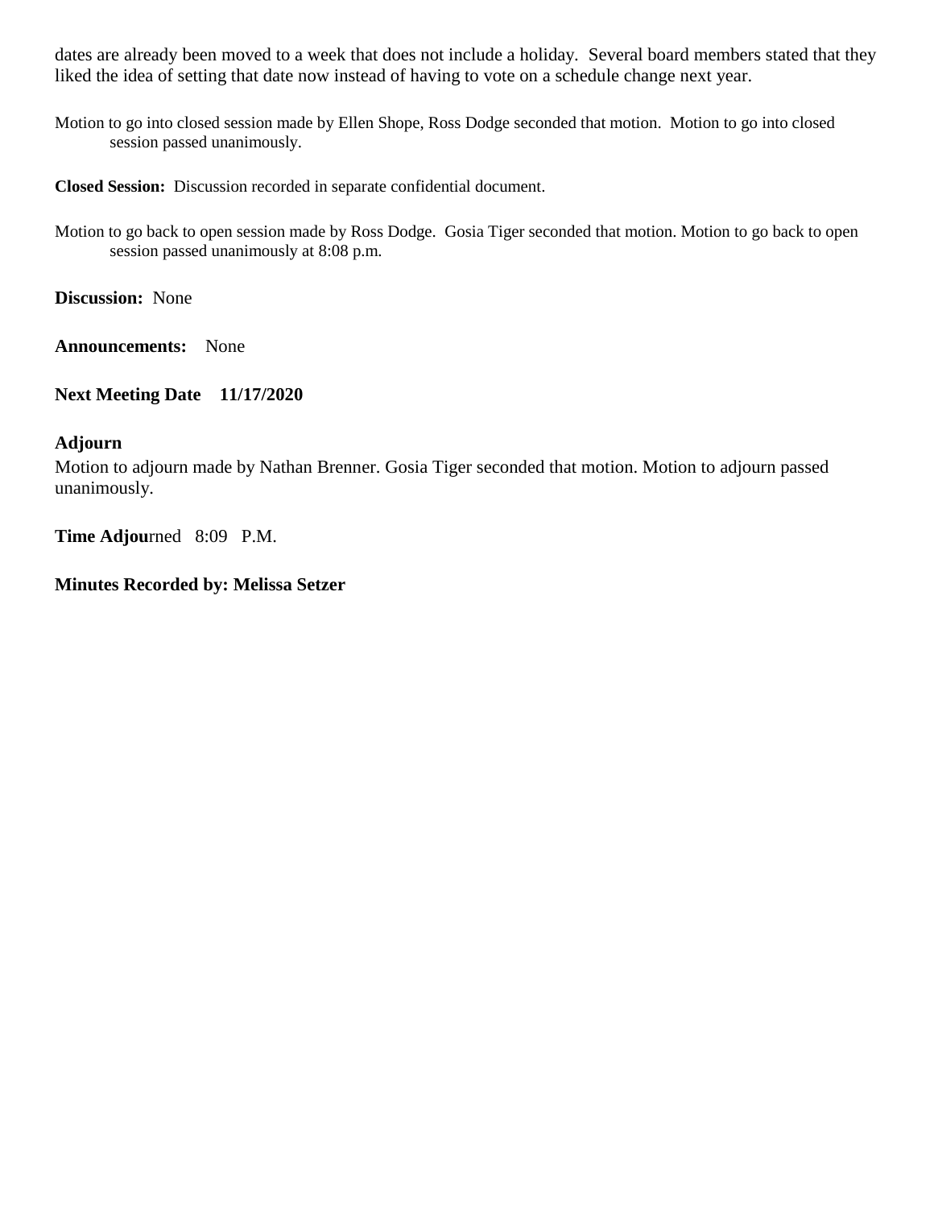dates are already been moved to a week that does not include a holiday. Several board members stated that they liked the idea of setting that date now instead of having to vote on a schedule change next year.

Motion to go into closed session made by Ellen Shope, Ross Dodge seconded that motion. Motion to go into closed session passed unanimously.

**Closed Session:** Discussion recorded in separate confidential document.

Motion to go back to open session made by Ross Dodge. Gosia Tiger seconded that motion. Motion to go back to open session passed unanimously at 8:08 p.m.

**Discussion:** None

**Announcements:** None

**Next Meeting Date 11/17/2020**

**Adjourn**

Motion to adjourn made by Nathan Brenner. Gosia Tiger seconded that motion. Motion to adjourn passed unanimously.

**Time Adjou**rned 8:09 P.M.

**Minutes Recorded by: Melissa Setzer**